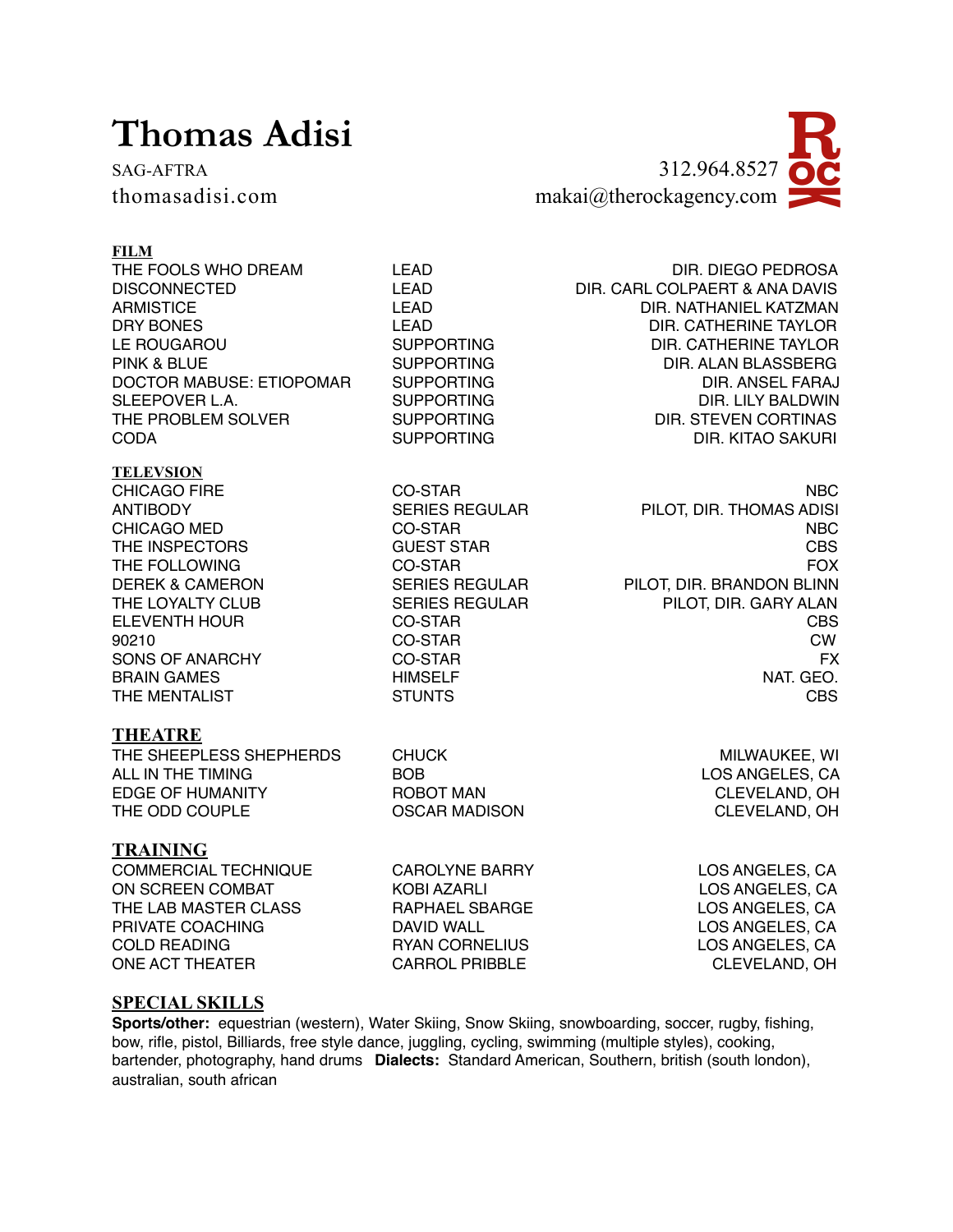# Thomas Adisi

SAG-AFTRA
thomasadisi.com

312.964.8527
makai@therockagency.com

## FILM

| | | |
|---|---|---|
| THE FOOLS WHO DREAM | LEAD | DIR. DIEGO PEDROSA |
| DISCONNECTED | LEAD | DIR. CARL COLPAERT & ANA DAVIS |
| ARMISTICE | LEAD | DIR. NATHANIEL KATZMAN |
| DRY BONES | LEAD | DIR. CATHERINE TAYLOR |
| LE ROUGAROU | SUPPORTING | DIR. CATHERINE TAYLOR |
| PINK & BLUE | SUPPORTING | DIR. ALAN BLASSBERG |
| DOCTOR MABUSE: ETIOPOMAR | SUPPORTING | DIR. ANSEL FARAJ |
| SLEEPOVER L.A. | SUPPORTING | DIR. LILY BALDWIN |
| THE PROBLEM SOLVER | SUPPORTING | DIR. STEVEN CORTINAS |
| CODA | SUPPORTING | DIR. KITAO SAKURI |

## TELEVSION

| | | |
|---|---|---|
| CHICAGO FIRE | CO-STAR | NBC |
| ANTIBODY | SERIES REGULAR | PILOT, DIR. THOMAS ADISI |
| CHICAGO MED | CO-STAR | NBC |
| THE INSPECTORS | GUEST STAR | CBS |
| THE FOLLOWING | CO-STAR | FOX |
| DEREK & CAMERON | SERIES REGULAR | PILOT, DIR. BRANDON BLINN |
| THE LOYALTY CLUB | SERIES REGULAR | PILOT, DIR. GARY ALAN |
| ELEVENTH HOUR | CO-STAR | CBS |
| 90210 | CO-STAR | CW |
| SONS OF ANARCHY | CO-STAR | FX |
| BRAIN GAMES | HIMSELF | NAT. GEO. |
| THE MENTALIST | STUNTS | CBS |

## THEATRE

| | | |
|---|---|---|
| THE SHEEPLESS SHEPHERDS | CHUCK | MILWAUKEE, WI |
| ALL IN THE TIMING | BOB | LOS ANGELES, CA |
| EDGE OF HUMANITY | ROBOT MAN | CLEVELAND, OH |
| THE ODD COUPLE | OSCAR MADISON | CLEVELAND, OH |

## TRAINING

| | | |
|---|---|---|
| COMMERCIAL TECHNIQUE | CAROLYNE BARRY | LOS ANGELES, CA |
| ON SCREEN COMBAT | KOBI AZARLI | LOS ANGELES, CA |
| THE LAB MASTER CLASS | RAPHAEL SBARGE | LOS ANGELES, CA |
| PRIVATE COACHING | DAVID WALL | LOS ANGELES, CA |
| COLD READING | RYAN CORNELIUS | LOS ANGELES, CA |
| ONE ACT THEATER | CARROL PRIBBLE | CLEVELAND, OH |

## SPECIAL SKILLS

**Sports/other:** equestrian (western), Water Skiing, Snow Skiing, snowboarding, soccer, rugby, fishing, bow, rifle, pistol, Billiards, free style dance, juggling, cycling, swimming (multiple styles), cooking, bartender, photography, hand drums **Dialects:** Standard American, Southern, british (south london), australian, south african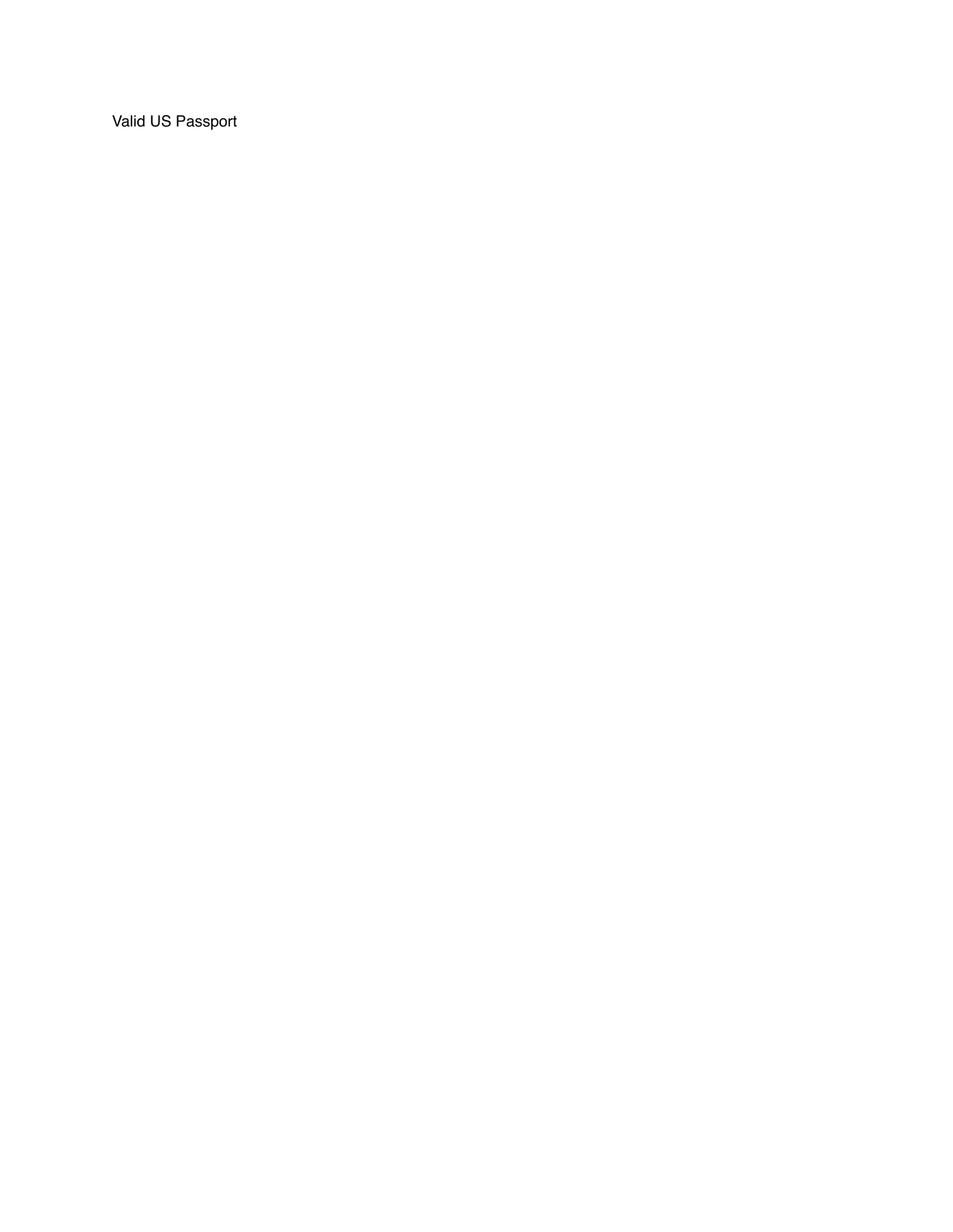Valid US Passport